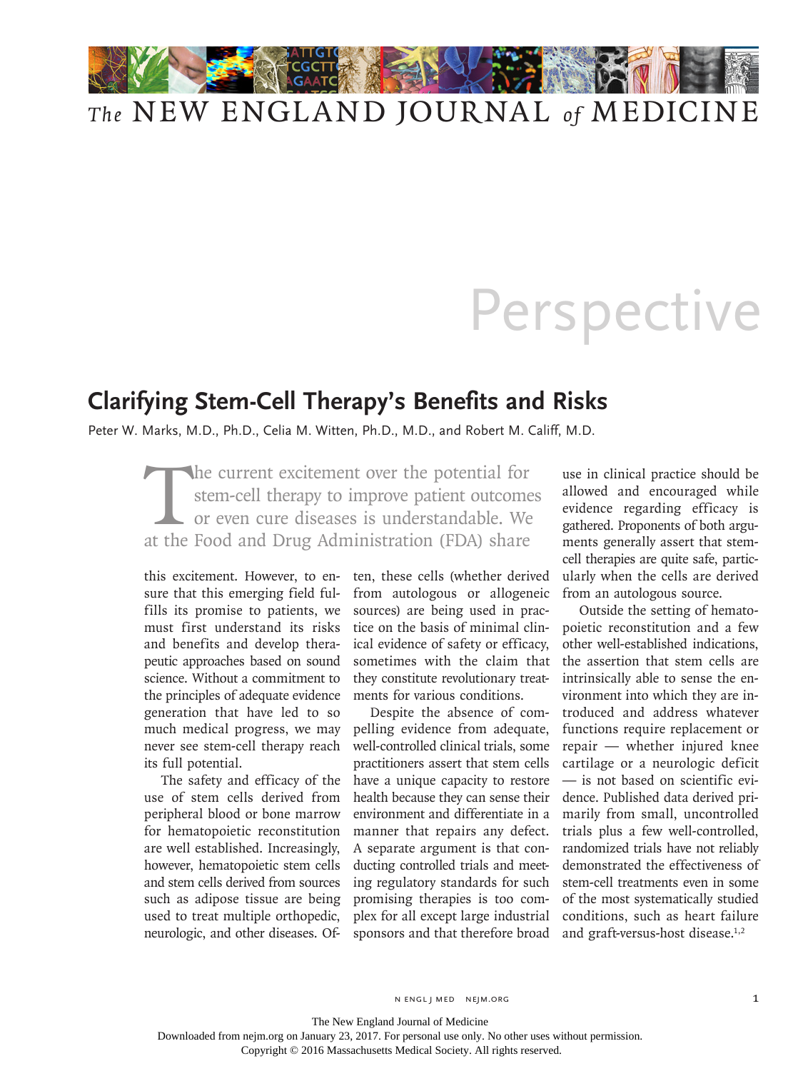Perspective

# Clarifying Stem-Cell Therapy's Benefits and Risks

Peter W. Marks, M.D., Ph.D., Celia M. Witten, Ph.D., M.D., and Robert M. Califf, M.D.

The current excitement over the potential for stem-cell therapy to improve patient outcomes or even cure diseases is understandable. We at the Food and Drug Administration (FDA) share this excitement. However, to ensure that this emerging field fulfills its promise to patients, we must first understand its risks and benefits and develop therapeutic approaches based on sound science. Without a commitment to the principles of adequate evidence generation that have led to so much medical progress, we may never see stem-cell therapy reach its full potential.

The safety and efficacy of the use of stem cells derived from peripheral blood or bone marrow for hematopoietic reconstitution are well established. Increasingly, however, hematopoietic stem cells and stem cells derived from sources such as adipose tissue are being used to treat multiple orthopedic, neurologic, and other diseases. Often, these cells (whether derived from autologous or allogeneic sources) are being used in practice on the basis of minimal clinical evidence of safety or efficacy, sometimes with the claim that they constitute revolutionary treatments for various conditions.

Despite the absence of compelling evidence from adequate, well-controlled clinical trials, some practitioners assert that stem cells have a unique capacity to restore health because they can sense their environment and differentiate in a manner that repairs any defect. A separate argument is that conducting controlled trials and meeting regulatory standards for such promising therapies is too complex for all except large industrial sponsors and that therefore broad use in clinical practice should be allowed and encouraged while evidence regarding efficacy is gathered. Proponents of both arguments generally assert that stem-cell therapies are quite safe, particularly when the cells are derived from an autologous source.

Outside the setting of hematopoietic reconstitution and a few other well-established indications, the assertion that stem cells are intrinsically able to sense the environment into which they are introduced and address whatever functions require replacement or repair — whether injured knee cartilage or a neurologic deficit — is not based on scientific evidence. Published data derived primarily from small, uncontrolled trials plus a few well-controlled, randomized trials have not reliably demonstrated the effectiveness of stem-cell treatments even in some of the most systematically studied conditions, such as heart failure and graft-versus-host disease.[1,2]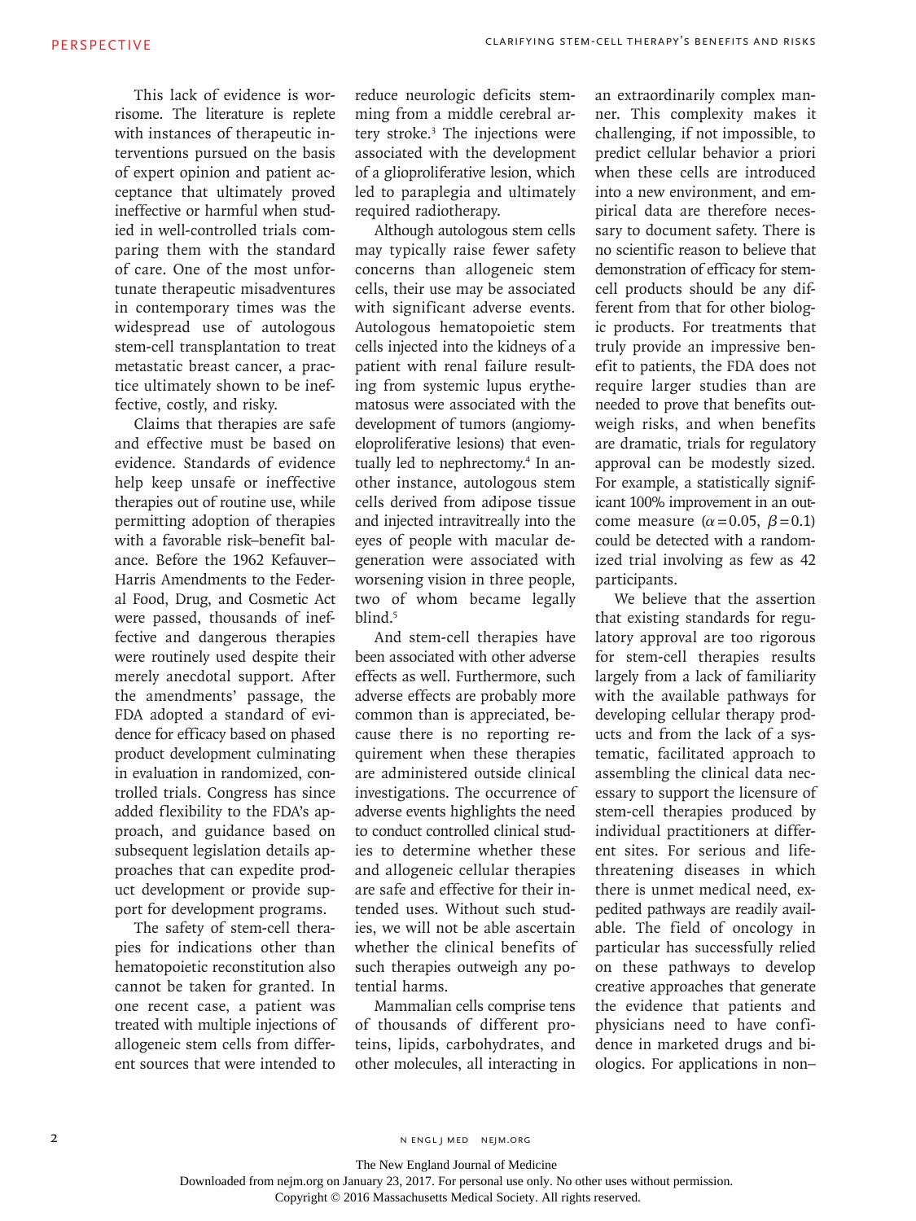This lack of evidence is worrisome. The literature is replete with instances of therapeutic interventions pursued on the basis of expert opinion and patient acceptance that ultimately proved ineffective or harmful when studied in well-controlled trials comparing them with the standard of care. One of the most unfortunate therapeutic misadventures in contemporary times was the widespread use of autologous stem-cell transplantation to treat metastatic breast cancer, a practice ultimately shown to be ineffective, costly, and risky.

Claims that therapies are safe and effective must be based on evidence. Standards of evidence help keep unsafe or ineffective therapies out of routine use, while permitting adoption of therapies with a favorable risk–benefit balance. Before the 1962 Kefauver–Harris Amendments to the Federal Food, Drug, and Cosmetic Act were passed, thousands of ineffective and dangerous therapies were routinely used despite their merely anecdotal support. After the amendments' passage, the FDA adopted a standard of evidence for efficacy based on phased product development culminating in evaluation in randomized, controlled trials. Congress has since added flexibility to the FDA's approach, and guidance based on subsequent legislation details approaches that can expedite product development or provide support for development programs.

The safety of stem-cell therapies for indications other than hematopoietic reconstitution also cannot be taken for granted. In one recent case, a patient was treated with multiple injections of allogeneic stem cells from different sources that were intended to reduce neurologic deficits stemming from a middle cerebral artery stroke.[3] The injections were associated with the development of a glioproliferative lesion, which led to paraplegia and ultimately required radiotherapy.

Although autologous stem cells may typically raise fewer safety concerns than allogeneic stem cells, their use may be associated with significant adverse events. Autologous hematopoietic stem cells injected into the kidneys of a patient with renal failure resulting from systemic lupus erythematosus were associated with the development of tumors (angiomyeloproliferative lesions) that eventually led to nephrectomy.[4] In another instance, autologous stem cells derived from adipose tissue and injected intravitreally into the eyes of people with macular degeneration were associated with worsening vision in three people, two of whom became legally blind.[5]

And stem-cell therapies have been associated with other adverse effects as well. Furthermore, such adverse effects are probably more common than is appreciated, because there is no reporting requirement when these therapies are administered outside clinical investigations. The occurrence of adverse events highlights the need to conduct controlled clinical studies to determine whether these and allogeneic cellular therapies are safe and effective for their intended uses. Without such studies, we will not be able ascertain whether the clinical benefits of such therapies outweigh any potential harms.

Mammalian cells comprise tens of thousands of different proteins, lipids, carbohydrates, and other molecules, all interacting in an extraordinarily complex manner. This complexity makes it challenging, if not impossible, to predict cellular behavior a priori when these cells are introduced into a new environment, and empirical data are therefore necessary to document safety. There is no scientific reason to believe that demonstration of efficacy for stem-cell products should be any different from that for other biologic products. For treatments that truly provide an impressive benefit to patients, the FDA does not require larger studies than are needed to prove that benefits outweigh risks, and when benefits are dramatic, trials for regulatory approval can be modestly sized. For example, a statistically significant 100% improvement in an outcome measure ($\alpha = 0.05$, $\beta = 0.1$) could be detected with a randomized trial involving as few as 42 participants.

We believe that the assertion that existing standards for regulatory approval are too rigorous for stem-cell therapies results largely from a lack of familiarity with the available pathways for developing cellular therapy products and from the lack of a systematic, facilitated approach to assembling the clinical data necessary to support the licensure of stem-cell therapies produced by individual practitioners at different sites. For serious and life-threatening diseases in which there is unmet medical need, expedited pathways are readily available. The field of oncology in particular has successfully relied on these pathways to develop creative approaches that generate the evidence that patients and physicians need to have confidence in marketed drugs and biologics. For applications in non–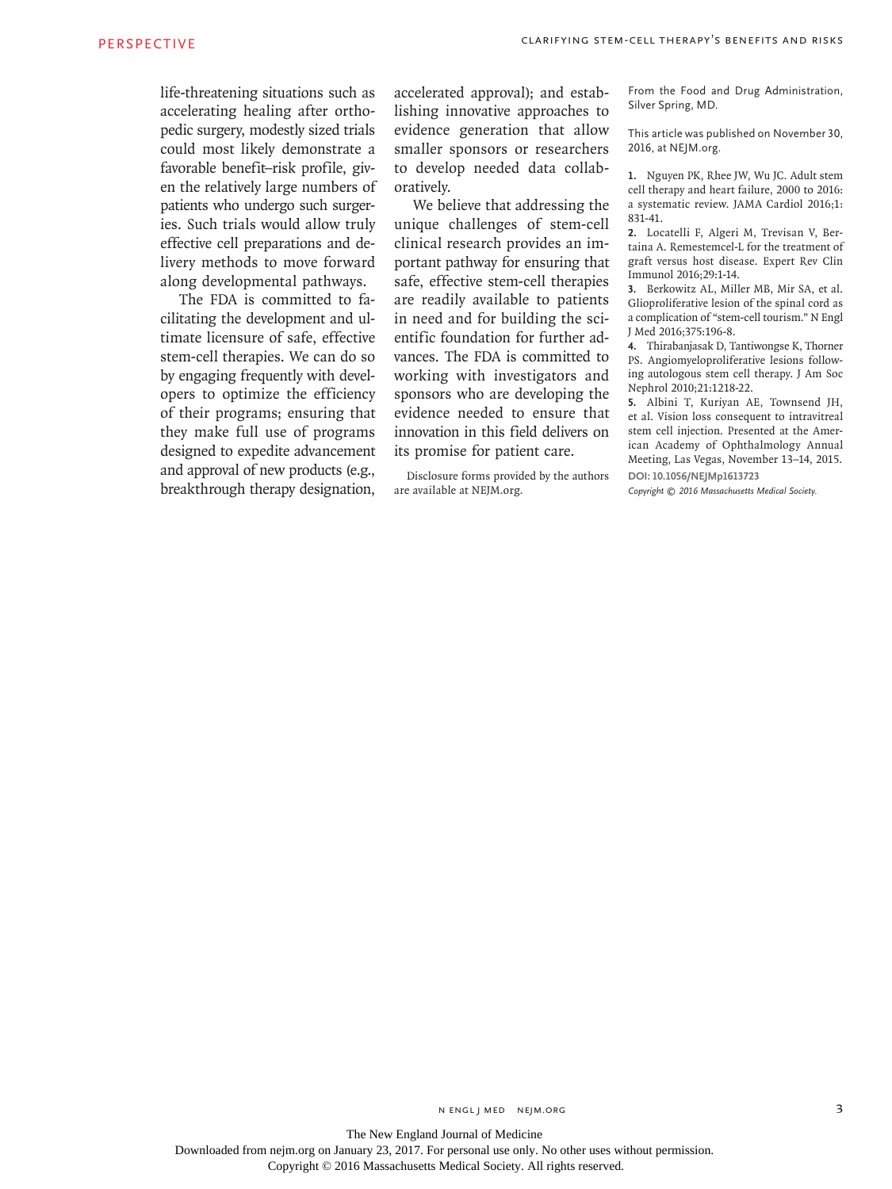life-threatening situations such as accelerating healing after orthopedic surgery, modestly sized trials could most likely demonstrate a favorable benefit–risk profile, given the relatively large numbers of patients who undergo such surgeries. Such trials would allow truly effective cell preparations and delivery methods to move forward along developmental pathways.

The FDA is committed to facilitating the development and ultimate licensure of safe, effective stem-cell therapies. We can do so by engaging frequently with developers to optimize the efficiency of their programs; ensuring that they make full use of programs designed to expedite advancement and approval of new products (e.g., breakthrough therapy designation, accelerated approval); and establishing innovative approaches to evidence generation that allow smaller sponsors or researchers to develop needed data collaboratively.

We believe that addressing the unique challenges of stem-cell clinical research provides an important pathway for ensuring that safe, effective stem-cell therapies are readily available to patients in need and for building the scientific foundation for further advances. The FDA is committed to working with investigators and sponsors who are developing the evidence needed to ensure that innovation in this field delivers on its promise for patient care.

Disclosure forms provided by the authors are available at NEJM.org.

From the Food and Drug Administration, Silver Spring, MD.

This article was published on November 30, 2016, at NEJM.org.

1. Nguyen PK, Rhee JW, Wu JC. Adult stem cell therapy and heart failure, 2000 to 2016: a systematic review. JAMA Cardiol 2016;1:831-41.
2. Locatelli F, Algeri M, Trevisan V, Bertaina A. Remestemcel-L for the treatment of graft versus host disease. Expert Rev Clin Immunol 2016;29:1-14.
3. Berkowitz AL, Miller MB, Mir SA, et al. Glioproliferative lesion of the spinal cord as a complication of "stem-cell tourism." N Engl J Med 2016;375:196-8.
4. Thirabanjasak D, Tantiwongse K, Thorner PS. Angiomyeloproliferative lesions following autologous stem cell therapy. J Am Soc Nephrol 2010;21:1218-22.
5. Albini T, Kuriyan AE, Townsend JH, et al. Vision loss consequent to intravitreal stem cell injection. Presented at the American Academy of Ophthalmology Annual Meeting, Las Vegas, November 13–14, 2015.

**DOI: 10.1056/NEJMp1613723**

*Copyright © 2016 Massachusetts Medical Society.*